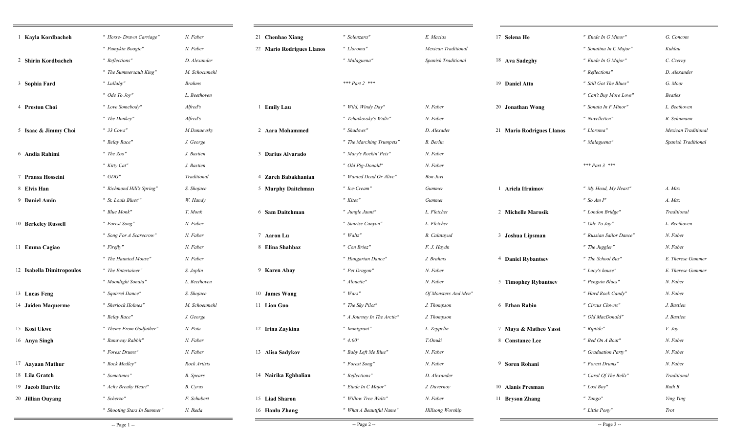| # | Performer | Piece | Composer |
|---|---|---|---|
| 1 | **Kayla Kordbacheh** | *" Horse- Drawn Carriage"* | *N. Faber* |
| | | *" Pumpkin Boogie"* | *N. Faber* |
| 2 | **Shirin Kordbacheh** | *" Reflections"* | *D. Alexander* |
| | | *" The Summersault King"* | *M. Schoenmehl* |
| 3 | **Sophia Fard** | *" Lullaby"* | *Brahms* |
| | | *" Ode To Joy"* | *L. Beethoven* |
| 4 | **Preston Choi** | *" Love Somebody"* | *Alfred's* |
| | | *" The Donkey"* | *Alfred's* |
| 5 | **Isaac & Jimmy Choi** | *" 33 Cows"* | *M Dunaevsky* |
| | | *" Relay Race"* | *J. George* |
| 6 | **Andia Rahimi** | *" The Zoo"* | *J. Bastien* |
| | | *" Kitty Cat"* | *J. Bastien* |
| 7 | **Pransa Hosseini** | *" GDG"* | *Traditional* |
| 8 | **Elvis Han** | *" Richmond Hill's Spring"* | *S. Shojaee* |
| 9 | **Daniel Amin** | *" St. Louis Blues'"* | *W. Handy* |
| | | *" Blue Monk"* | *T. Monk* |
| 10 | **Berkeley Russell** | *" Forest Song"* | *N. Faber* |
| | | *" Song For A Scarecrow"* | *N. Faber* |
| 11 | **Emma Cagiao** | *" Firefly"* | *N. Faber* |
| | | *" The Haunted Mouse"* | *N. Faber* |
| 12 | **Isabella Dimitropoulos** | *" The Entertainer"* | *S. Joplin* |
| | | *" Moonlight Sonata"* | *L. Beethoven* |
| 13 | **Lucas Feng** | *" Squirrel Dance"* | *S. Shojaee* |
| 14 | **Jaiden Maquerme** | *" Sherlock Holmes"* | *M. Schoenmehl* |
| | | *" Relay Race"* | *J. George* |
| 15 | **Kosi Ukwe** | *" Theme From Godfather"* | *N. Pota* |
| 16 | **Anya Singh** | *" Runaway Rabbit"* | *N. Faber* |
| | | *" Forest Drums"* | *N. Faber* |
| 17 | **Aayaan Mathur** | *" Rock Medley"* | *Rock Artists* |
| 18 | **Lila Gratch** | *" Sometimes"* | *B. Spears* |
| 19 | **Jacob Hurvitz** | *" Achy Breaky Heart"* | *B. Cyrus* |
| 20 | **Jillian Ouyang** | *" Scherzo"* | *F. Schubert* |
| | | *" Shooting Stars In Summer"* | *N. Ikeda* |
| 21 | **Chenhao Xiang** | *" Solenzara"* | *E. Macias* |
| 22 | **Mario Rodrigues Llanos** | *" Lloroma"* | *Mexican Traditional* |
| | | *" Malaguena"* | *Spanish Traditional* |

*\*\*\* Part 2 \*\*\**

| # | Performer | Piece | Composer |
|---|---|---|---|
| 1 | **Emily Lau** | *" Wild, Windy Day"* | *N. Faber* |
| | | *" Tchaikovsky's Waltz"* | *N. Faber* |
| 2 | **Aara Mohammed** | *" Shadows"* | *D. Alexader* |
| | | *" The Marching Trumpets"* | *B. Berlin* |
| 3 | **Darius Alvarado** | *" Mary's Rockin' Pets"* | *N. Faber* |
| | | *" Old Pig-Donald"* | *N. Faber* |
| 4 | **Zareh Babakhanian** | *" Wanted Dead Or Alive"* | *Bon Jovi* |
| 5 | **Murphy Daitchman** | *" Ice-Cream"* | *Gummer* |
| | | *" Kites"* | *Gummer* |
| 6 | **Sam Daitchman** | *" Jungle Jaunt"* | *L. Fletcher* |
| | | *" Sunrise Canyon"* | *L. Fletcher* |
| 7 | **Aaron Lu** | *" Waltz"* | *B. Calatayud* |
| 8 | **Elina Shahbaz** | *" Con Brioz"* | *F. J. Haydn* |
| | | *" Hungarian Dance"* | *J. Brahms* |
| 9 | **Karen Abay** | *" Pet Dragon"* | *N. Faber* |
| | | *" Alouette"* | *N. Faber* |
| 10 | **James Wong** | *" Wars"* | *Of Monsters And Men* |
| 11 | **Lion Guo** | *" The Sky Pilot"* | *J. Thompson* |
| | | *" A Journey In The Arctic"* | *J. Thompson* |
| 12 | **Irina Zaykina** | *" Immigrant"* | *L. Zeppelin* |
| | | *" 4:00"* | *T.Onuki* |
| 13 | **Alisa Sadykov** | *" Baby Left Me Blue"* | *N. Faber* |
| | | *" Forest Song"* | *N. Faber* |
| 14 | **Nairika Eghbalian** | *" Reflections"* | *D. Alexander* |
| | | *" Etude In C Major"* | *J. Duvernoy* |
| 15 | **Liad Sharon** | *" Willow Tree Waltz"* | *N. Faber* |
| 16 | **Hanlu Zhang** | *" What A Beautiful Name"* | *Hillsong Worship* |
| 17 | **Selena He** | *" Etude In G Minor"* | *G. Concom* |
| | | *" Sonatina In C Major"* | *Kuhlau* |
| 18 | **Ava Sadeghy** | *" Etude In G Major"* | *C. Czerny* |
| | | *" Reflections"* | *D. Alexander* |
| 19 | **Daniel Atto** | *" Still Got The Blues"* | *G. Moor* |
| | | *" Can't Buy More Love"* | *Beatles* |
| 20 | **Jonathan Wong** | *" Sonata In F Minor"* | *L. Beethoven* |
| | | *" Novelletten"* | *R. Schumann* |
| 21 | **Mario Rodrigues Llanos** | *" Lloroma"* | *Mexican Traditional* |
| | | *" Malaguena"* | *Spanish Traditional* |

*\*\*\* Part 3 \*\*\**

| # | Performer | Piece | Composer |
|---|---|---|---|
| 1 | **Ariela Ifraimov** | *" My Head, My Heart"* | *A. Max* |
| | | *" So Am I"* | *A. Max* |
| 2 | **Michelle Marosik** | *" London Bridge"* | *Traditional* |
| | | *" Ode To Joy"* | *L. Beethoven* |
| 3 | **Joshua Lipsman** | *" Russian Sailor Dance"* | *N. Faber* |
| | | *" The Juggler"* | *N. Faber* |
| 4 | **Daniel Rybantsev** | *" The School Bus"* | *E. Therese Gummer* |
| | | *" Lucy's house"* | *E. Therese Gummer* |
| 5 | **Timophey Rybantsev** | *" Penguin Blues"* | *N. Faber* |
| | | *" Hard Rock Candy"* | *N. Faber* |
| 6 | **Ethan Rabin** | *" Circus Clowns"* | *J. Bastien* |
| | | *" Old MacDonald"* | *J. Bastien* |
| 7 | **Maya & Matheo Yassi** | *" Riptide"* | *V. Joy* |
| 8 | **Constance Lee** | *" Bed On A Boat"* | *N. Faber* |
| | | *" Graduation Party"* | *N. Faber* |
| 9 | **Soren Rohani** | *" Forest Drums"* | *N. Faber* |
| | | *" Carol Of The Bells"* | *Traditional* |
| 10 | **Alanis Presman** | *" Lost Boy"* | *Ruth B.* |
| 11 | **Bryson Zhang** | *" Tango"* | *Ying Ying* |
| | | *" Little Pony"* | *Trot* |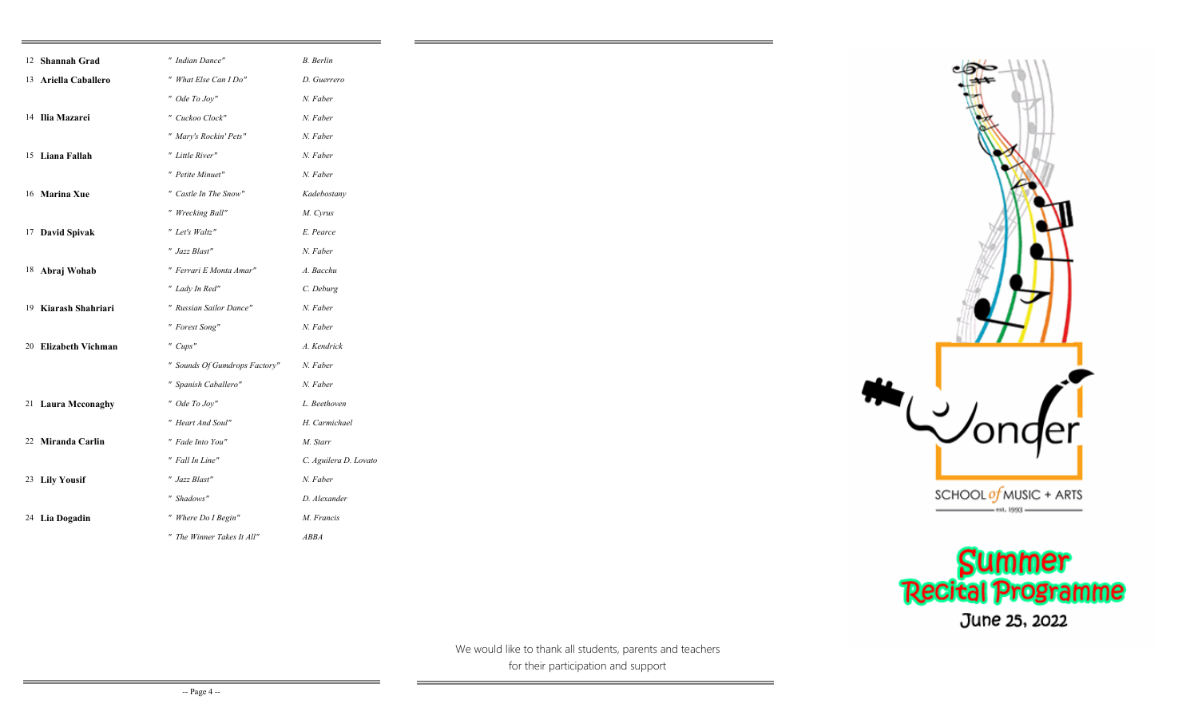| | | |
|---|---|---|
| 12 **Shannah Grad** | *"Indian Dance"* | *B. Berlin* |
| 13 **Ariella Caballero** | *"What Else Can I Do"* | *D. Guerrero* |
| | *"Ode To Joy"* | *N. Faber* |
| 14 **Ilia Mazarei** | *"Cuckoo Clock"* | *N. Faber* |
| | *"Mary's Rockin' Pets"* | *N. Faber* |
| 15 **Liana Fallah** | *"Little River"* | *N. Faber* |
| | *"Petite Minuet"* | *N. Faber* |
| 16 **Marina Xue** | *"Castle In The Snow"* | *Kadebostany* |
| | *"Wrecking Ball"* | *M. Cyrus* |
| 17 **David Spivak** | *"Let's Waltz"* | *E. Pearce* |
| | *"Jazz Blast"* | *N. Faber* |
| 18 **Abraj Wohab** | *"Ferrari E Monta Amar"* | *A. Bacchu* |
| | *"Lady In Red"* | *C. Deburg* |
| 19 **Kiarash Shahriari** | *"Russian Sailor Dance"* | *N. Faber* |
| | *"Forest Song"* | *N. Faber* |
| 20 **Elizabeth Vichman** | *"Cups"* | *A. Kendrick* |
| | *"Sounds Of Gumdrops Factory"* | *N. Faber* |
| | *"Spanish Caballero"* | *N. Faber* |
| 21 **Laura Mcconaghy** | *"Ode To Joy"* | *L. Beethoven* |
| | *"Heart And Soul"* | *H. Carmichael* |
| 22 **Miranda Carlin** | *"Fade Into You"* | *M. Starr* |
| | *"Fall In Line"* | *C. Aguilera D. Lovato* |
| 23 **Lily Yousif** | *"Jazz Blast"* | *N. Faber* |
| | *"Shadows"* | *D. Alexander* |
| 24 **Lia Dogadin** | *"Where Do I Begin"* | *M. Francis* |
| | *"The Winner Takes It All"* | *ABBA* |

We would like to thank all students, parents and teachers
for their participation and support

Wonder

SCHOOL of MUSIC + ARTS

est. 1993

# Summer Recital Programme

June 25, 2022